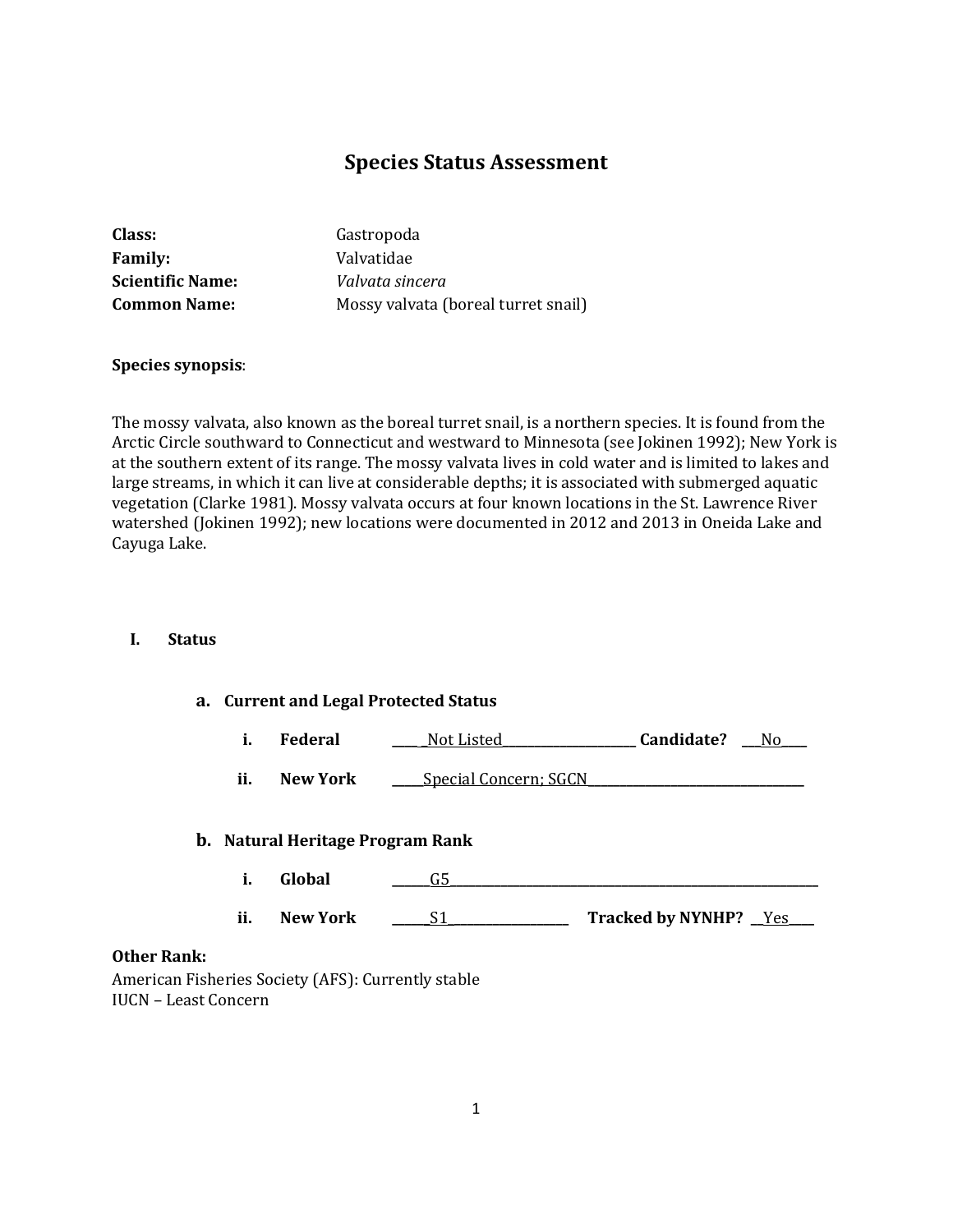# Species Status Assessment

**Class:** Gastropoda
**Family:** Valvatidae
**Scientific Name:** *Valvata sincera*
**Common Name:** Mossy valvata (boreal turret snail)

**Species synopsis**:

The mossy valvata, also known as the boreal turret snail, is a northern species. It is found from the Arctic Circle southward to Connecticut and westward to Minnesota (see Jokinen 1992); New York is at the southern extent of its range. The mossy valvata lives in cold water and is limited to lakes and large streams, in which it can live at considerable depths; it is associated with submerged aquatic vegetation (Clarke 1981). Mossy valvata occurs at four known locations in the St. Lawrence River watershed (Jokinen 1992); new locations were documented in 2012 and 2013 in Oneida Lake and Cayuga Lake.

## I. Status

### a. Current and Legal Protected Status

i. **Federal** \_\_\_\_\_Not Listed\_\_\_\_\_ **Candidate?** \_\_\_No\_\_\_\_

ii. **New York** \_\_\_\_\_Special Concern; SGCN\_\_\_\_\_

### b. Natural Heritage Program Rank

i. **Global** \_\_\_\_\_G5\_\_\_\_\_

ii. **New York** \_\_\_\_\_S1\_\_\_\_\_ **Tracked by NYNHP?** \_\_Yes\_\_\_\_

**Other Rank:**
American Fisheries Society (AFS): Currently stable
IUCN – Least Concern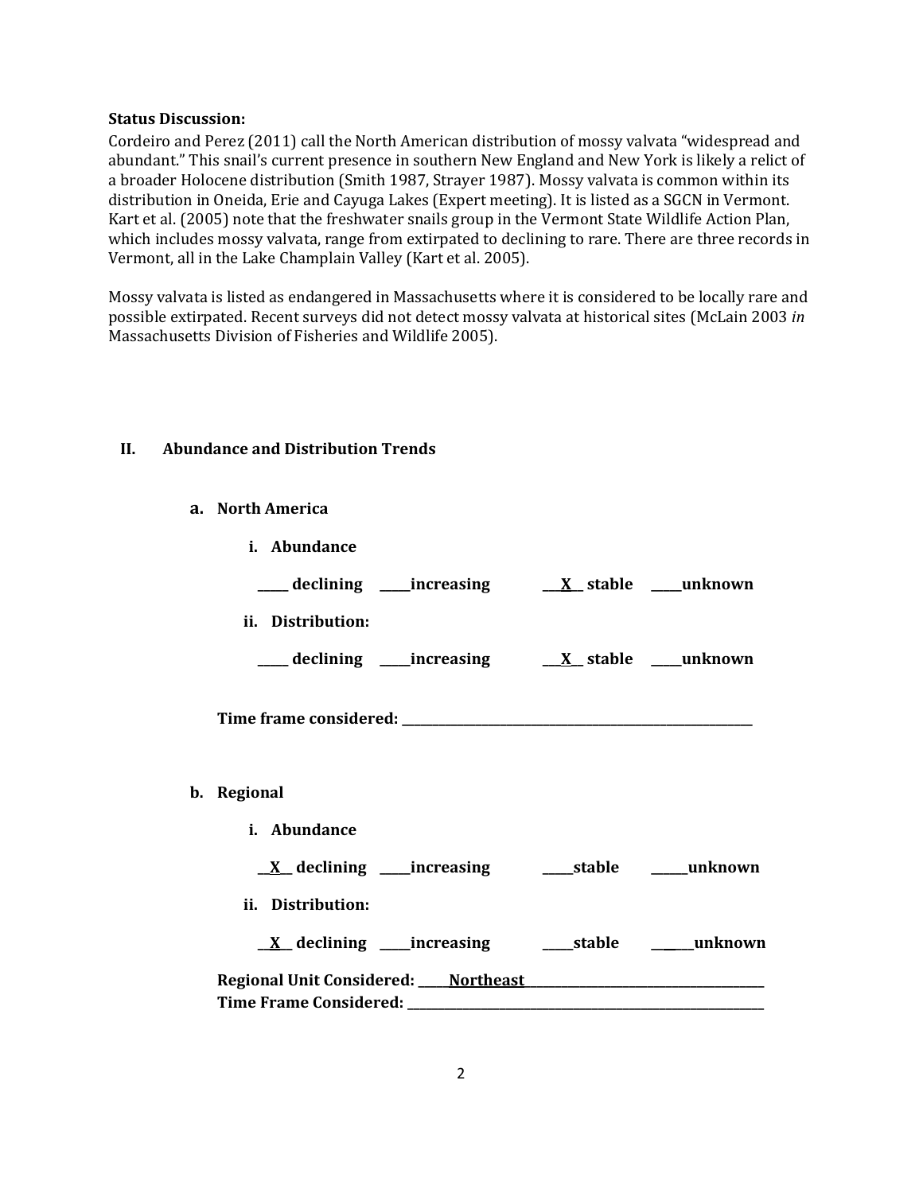**Status Discussion:**

Cordeiro and Perez (2011) call the North American distribution of mossy valvata "widespread and abundant." This snail's current presence in southern New England and New York is likely a relict of a broader Holocene distribution (Smith 1987, Strayer 1987). Mossy valvata is common within its distribution in Oneida, Erie and Cayuga Lakes (Expert meeting). It is listed as a SGCN in Vermont. Kart et al. (2005) note that the freshwater snails group in the Vermont State Wildlife Action Plan, which includes mossy valvata, range from extirpated to declining to rare. There are three records in Vermont, all in the Lake Champlain Valley (Kart et al. 2005).

Mossy valvata is listed as endangered in Massachusetts where it is considered to be locally rare and possible extirpated. Recent surveys did not detect mossy valvata at historical sites (McLain 2003 *in* Massachusetts Division of Fisheries and Wildlife 2005).

## II. Abundance and Distribution Trends

### a. North America

**i. Abundance**

**_____ declining _____increasing \_\_\_X\_\_ stable _____unknown**

**ii. Distribution:**

**_____ declining _____increasing \_\_\_X\_\_ stable _____unknown**

**Time frame considered: ___________________________________________**

### b. Regional

**i. Abundance**

**\_\_X\_\_ declining _____increasing _____stable ______unknown**

**ii. Distribution:**

**\_\_X\_\_ declining _____increasing _____stable ______unknown**

**Regional Unit Considered: _____Northeast_____________________________**

**Time Frame Considered: ___________________________________________**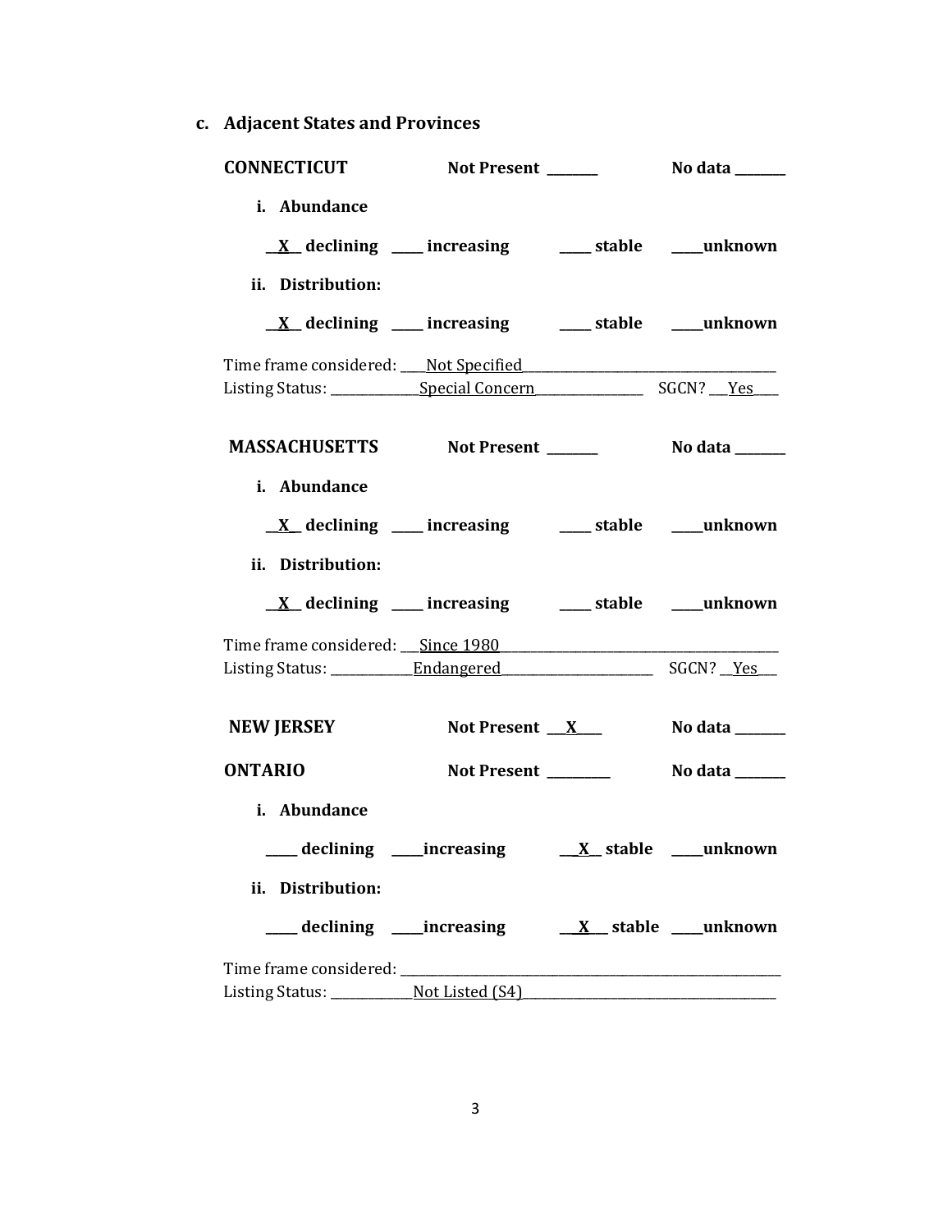### c. Adjacent States and Provinces

**CONNECTICUT** **Not Present _______** **No data _______**

**i. Abundance**

**__X__ declining ____ increasing ____ stable ____unknown**

**ii. Distribution:**

**__X__ declining ____ increasing ____ stable ____unknown**

Time frame considered: ____Not Specified________________________________________
Listing Status: _____________Special Concern________________ SGCN? __Yes____

**MASSACHUSETTS** **Not Present _______** **No data _______**

**i. Abundance**

**__X__ declining ____ increasing ____ stable ____unknown**

**ii. Distribution:**

**__X__ declining ____ increasing ____ stable ____unknown**

Time frame considered: ___Since 1980_________________________________________
Listing Status: ____________Endangered_______________________ SGCN? __Yes___

**NEW JERSEY** **Not Present __X____** **No data _______**

**ONTARIO** **Not Present _________** **No data _______**

**i. Abundance**

**____ declining ____increasing __X__ stable ____unknown**

**ii. Distribution:**

**____ declining ____increasing __X___ stable ____unknown**

Time frame considered: ____________________________________________________________
Listing Status: ____________Not Listed (S4)_______________________________________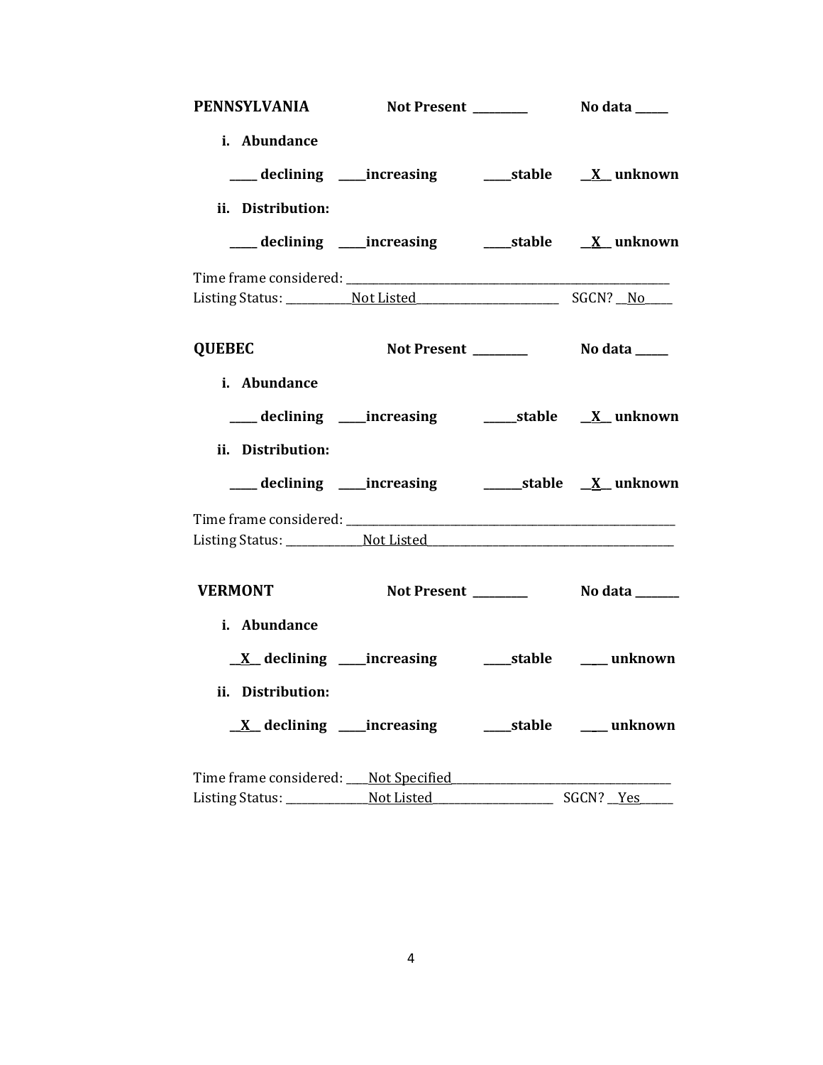**PENNSYLVANIA** **Not Present** _________ **No data** _____

**i. Abundance**

_____ declining _____increasing _____stable __X__ unknown

**ii. Distribution:**

_____ declining _____increasing _____stable __X__ unknown

Time frame considered: ___________________________________________________________

Listing Status: ____________Not Listed__________________________ SGCN? __No_____

**QUEBEC** **Not Present** _________ **No data** _____

**i. Abundance**

_____ declining _____increasing _____stable __X__ unknown

**ii. Distribution:**

_____ declining _____increasing ______stable __X__ unknown

Time frame considered: ___________________________________________________________

Listing Status: ______________Not Listed_____________________________________________

**VERMONT** **Not Present** _________ **No data** _______

**i. Abundance**

__X__ declining _____increasing _____stable ____ unknown

**ii. Distribution:**

__X__ declining _____increasing _____stable ____ unknown

Time frame considered: ____Not Specified__________________________________________

Listing Status: _______________Not Listed______________________ SGCN? __Yes______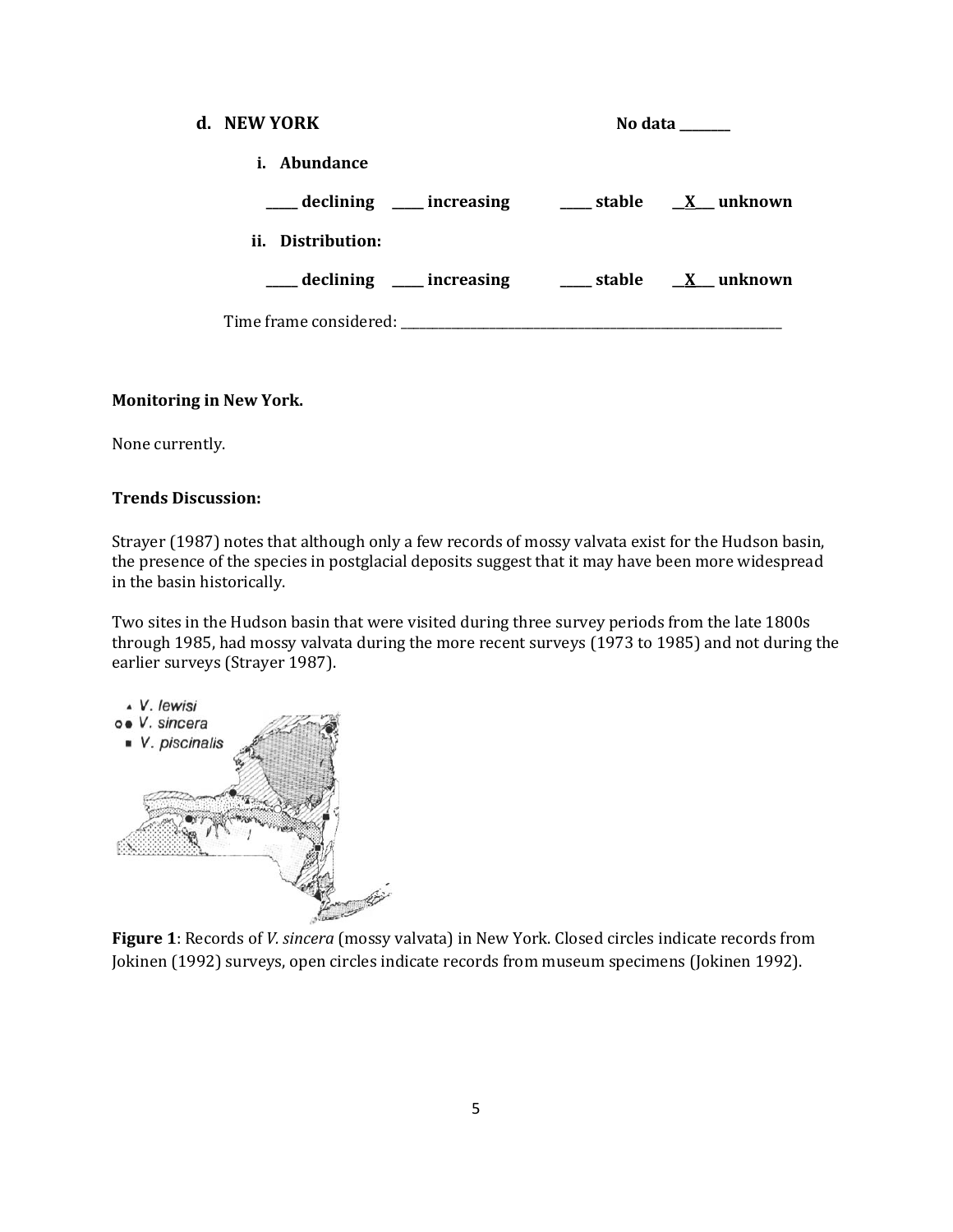**d. NEW YORK** **No data ________**

**i. Abundance**

**_____ declining _____ increasing _____ stable __X___ unknown**

**ii. Distribution:**

**_____ declining _____ increasing _____ stable __X___ unknown**

Time frame considered: ___________________________________________________________

**Monitoring in New York.**

None currently.

**Trends Discussion:**

Strayer (1987) notes that although only a few records of mossy valvata exist for the Hudson basin, the presence of the species in postglacial deposits suggest that it may have been more widespread in the basin historically.

Two sites in the Hudson basin that were visited during three survey periods from the late 1800s through 1985, had mossy valvata during the more recent surveys (1973 to 1985) and not during the earlier surveys (Strayer 1987).

**Figure 1**: Records of *V. sincera* (mossy valvata) in New York. Closed circles indicate records from Jokinen (1992) surveys, open circles indicate records from museum specimens (Jokinen 1992).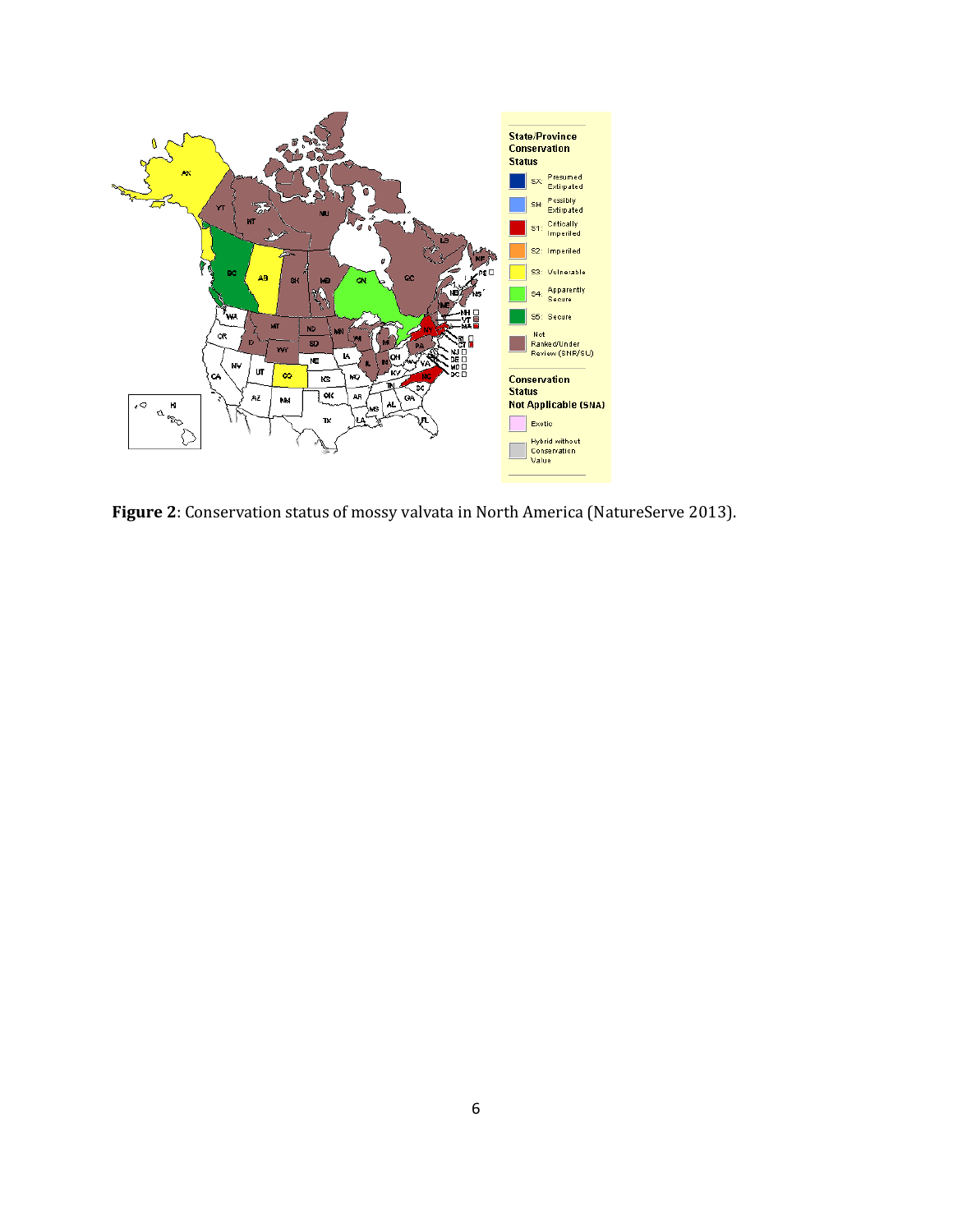**Figure 2**: Conservation status of mossy valvata in North America (NatureServe 2013).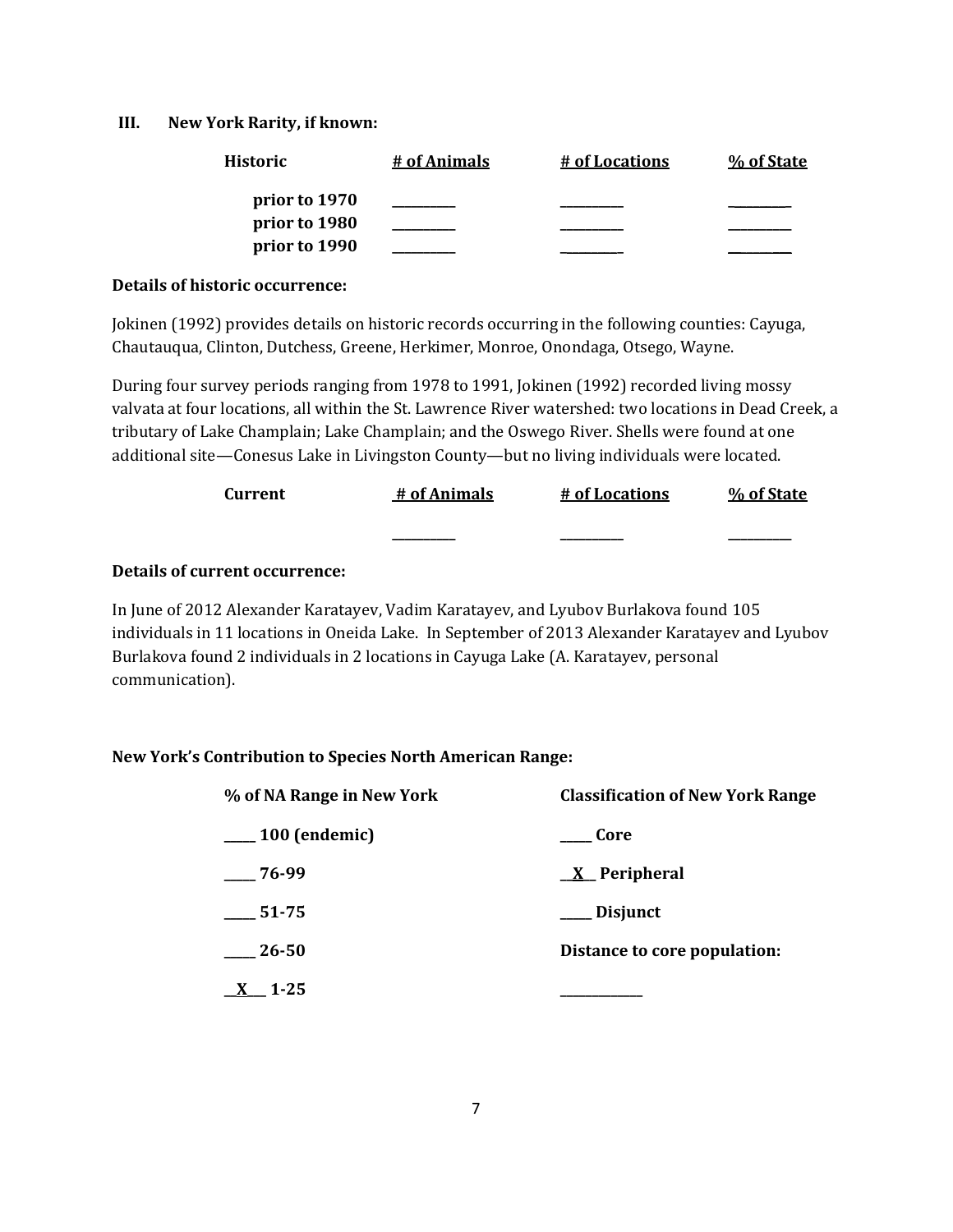## III. New York Rarity, if known:

| Historic | # of Animals | # of Locations | % of State |
|---|---|---|---|
| prior to 1970 | ________ | ________ | ________ |
| prior to 1980 | ________ | ________ | ________ |
| prior to 1990 | ________ | ________ | ________ |

**Details of historic occurrence:**

Jokinen (1992) provides details on historic records occurring in the following counties: Cayuga, Chautauqua, Clinton, Dutchess, Greene, Herkimer, Monroe, Onondaga, Otsego, Wayne.

During four survey periods ranging from 1978 to 1991, Jokinen (1992) recorded living mossy valvata at four locations, all within the St. Lawrence River watershed: two locations in Dead Creek, a tributary of Lake Champlain; Lake Champlain; and the Oswego River. Shells were found at one additional site—Conesus Lake in Livingston County—but no living individuals were located.

| Current | # of Animals | # of Locations | % of State |
|---|---|---|---|
| | ________ | ________ | ________ |

**Details of current occurrence:**

In June of 2012 Alexander Karatayev, Vadim Karatayev, and Lyubov Burlakova found 105 individuals in 11 locations in Oneida Lake. In September of 2013 Alexander Karatayev and Lyubov Burlakova found 2 individuals in 2 locations in Cayuga Lake (A. Karatayev, personal communication).

**New York's Contribution to Species North American Range:**

| % of NA Range in New York | Classification of New York Range |
|---|---|
| ____ 100 (endemic) | ____ Core |
| ____ 76-99 | __X__ Peripheral |
| ____ 51-75 | ____ Disjunct |
| ____ 26-50 | **Distance to core population:** |
| __X__ 1-25 | ________ |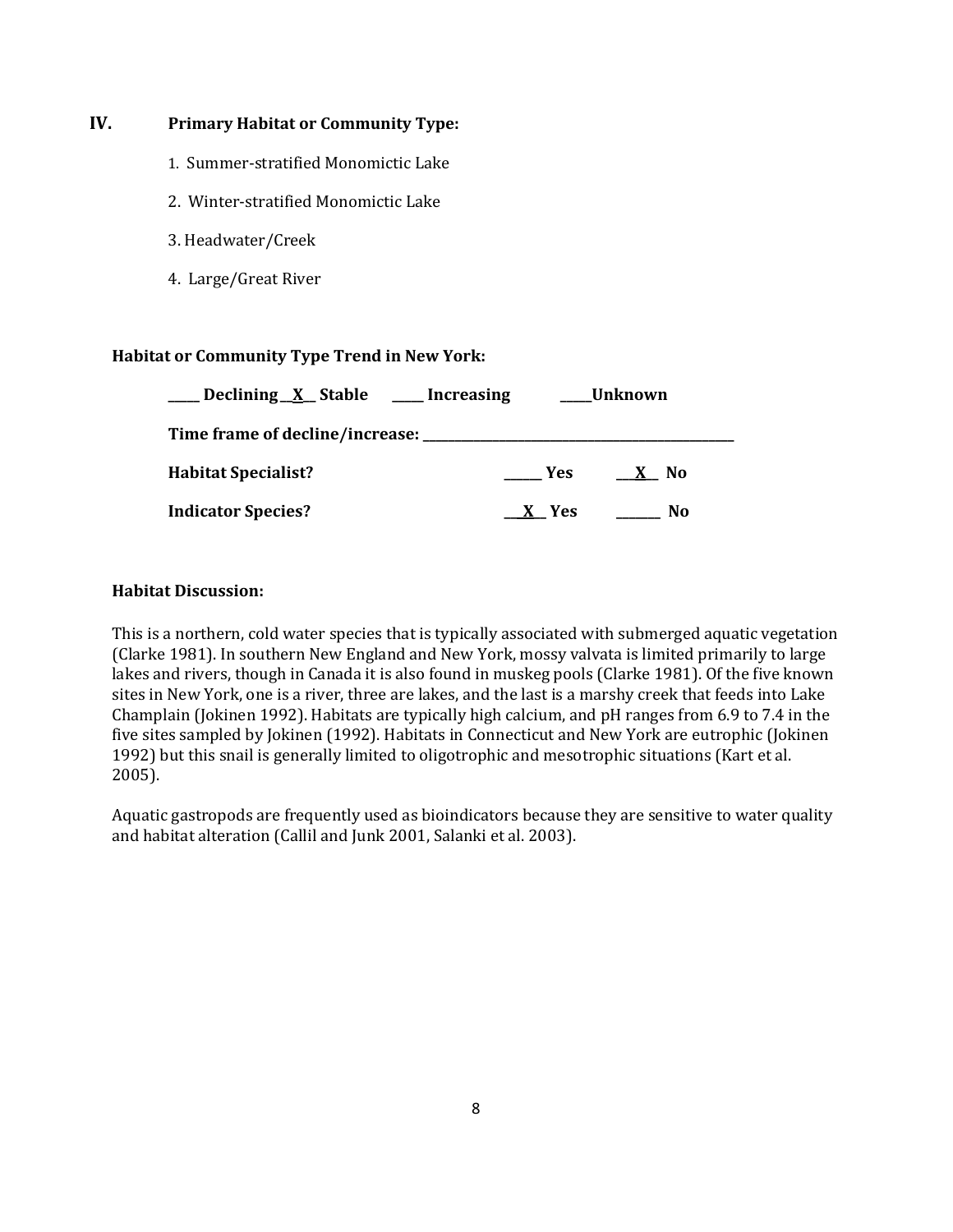## IV. Primary Habitat or Community Type:

1. Summer-stratified Monomictic Lake
2. Winter-stratified Monomictic Lake
3. Headwater/Creek
4. Large/Great River

**Habitat or Community Type Trend in New York:**

**____ Declining __X__ Stable ____ Increasing ____Unknown**

**Time frame of decline/increase: ________________________________**

**Habitat Specialist?** ______ **Yes** __X__ **No**

**Indicator Species?** __X__ **Yes** ______ **No**

**Habitat Discussion:**

This is a northern, cold water species that is typically associated with submerged aquatic vegetation (Clarke 1981). In southern New England and New York, mossy valvata is limited primarily to large lakes and rivers, though in Canada it is also found in muskeg pools (Clarke 1981). Of the five known sites in New York, one is a river, three are lakes, and the last is a marshy creek that feeds into Lake Champlain (Jokinen 1992). Habitats are typically high calcium, and pH ranges from 6.9 to 7.4 in the five sites sampled by Jokinen (1992). Habitats in Connecticut and New York are eutrophic (Jokinen 1992) but this snail is generally limited to oligotrophic and mesotrophic situations (Kart et al. 2005).

Aquatic gastropods are frequently used as bioindicators because they are sensitive to water quality and habitat alteration (Callil and Junk 2001, Salanki et al. 2003).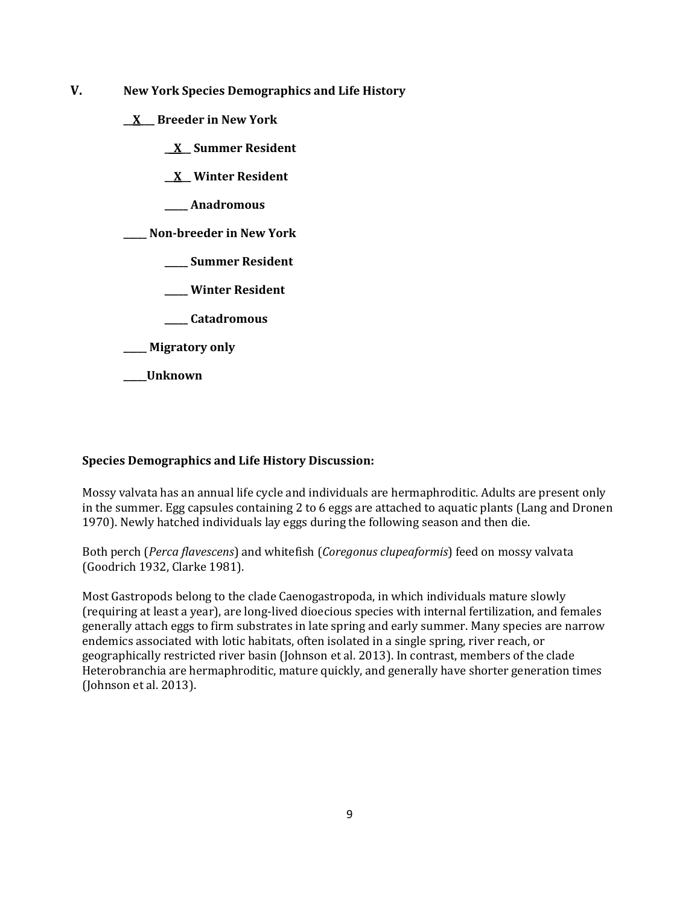## V. New York Species Demographics and Life History

__X__ **Breeder in New York**

- __X__ **Summer Resident**
- __X__ **Winter Resident**
- _____ **Anadromous**

_____ **Non-breeder in New York**

- _____ **Summer Resident**
- _____ **Winter Resident**
- _____ **Catadromous**

_____ **Migratory only**

_____ **Unknown**

**Species Demographics and Life History Discussion:**

Mossy valvata has an annual life cycle and individuals are hermaphroditic. Adults are present only in the summer. Egg capsules containing 2 to 6 eggs are attached to aquatic plants (Lang and Dronen 1970). Newly hatched individuals lay eggs during the following season and then die.

Both perch (*Perca flavescens*) and whitefish (*Coregonus clupeaformis*) feed on mossy valvata (Goodrich 1932, Clarke 1981).

Most Gastropods belong to the clade Caenogastropoda, in which individuals mature slowly (requiring at least a year), are long-lived dioecious species with internal fertilization, and females generally attach eggs to firm substrates in late spring and early summer. Many species are narrow endemics associated with lotic habitats, often isolated in a single spring, river reach, or geographically restricted river basin (Johnson et al. 2013). In contrast, members of the clade Heterobranchia are hermaphroditic, mature quickly, and generally have shorter generation times (Johnson et al. 2013).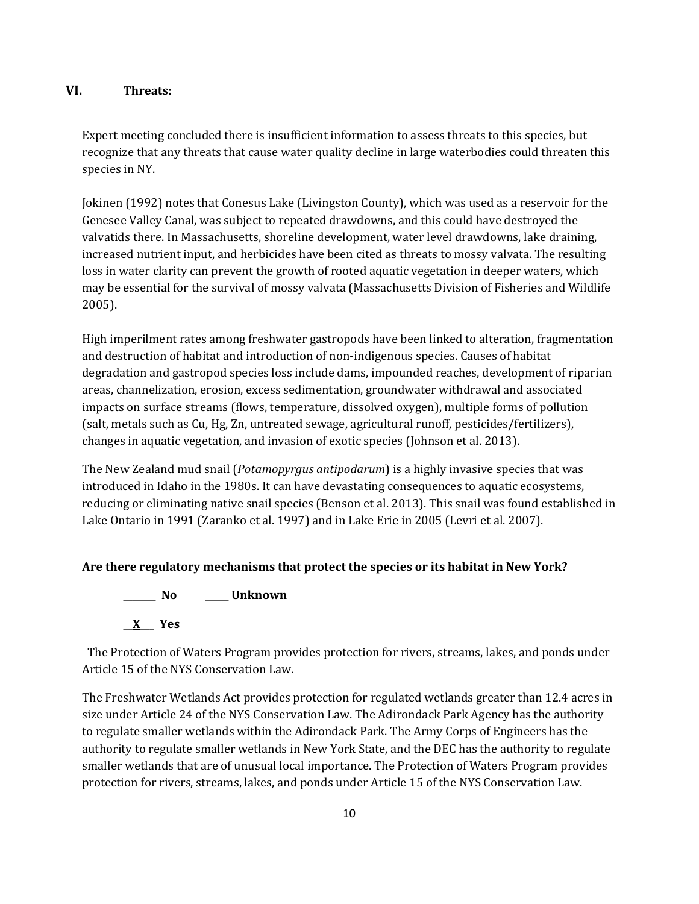## VI. Threats:

Expert meeting concluded there is insufficient information to assess threats to this species, but recognize that any threats that cause water quality decline in large waterbodies could threaten this species in NY.

Jokinen (1992) notes that Conesus Lake (Livingston County), which was used as a reservoir for the Genesee Valley Canal, was subject to repeated drawdowns, and this could have destroyed the valvatids there. In Massachusetts, shoreline development, water level drawdowns, lake draining, increased nutrient input, and herbicides have been cited as threats to mossy valvata. The resulting loss in water clarity can prevent the growth of rooted aquatic vegetation in deeper waters, which may be essential for the survival of mossy valvata (Massachusetts Division of Fisheries and Wildlife 2005).

High imperilment rates among freshwater gastropods have been linked to alteration, fragmentation and destruction of habitat and introduction of non-indigenous species. Causes of habitat degradation and gastropod species loss include dams, impounded reaches, development of riparian areas, channelization, erosion, excess sedimentation, groundwater withdrawal and associated impacts on surface streams (flows, temperature, dissolved oxygen), multiple forms of pollution (salt, metals such as Cu, Hg, Zn, untreated sewage, agricultural runoff, pesticides/fertilizers), changes in aquatic vegetation, and invasion of exotic species (Johnson et al. 2013).

The New Zealand mud snail (*Potamopyrgus antipodarum*) is a highly invasive species that was introduced in Idaho in the 1980s. It can have devastating consequences to aquatic ecosystems, reducing or eliminating native snail species (Benson et al. 2013). This snail was found established in Lake Ontario in 1991 (Zaranko et al. 1997) and in Lake Erie in 2005 (Levri et al. 2007).

**Are there regulatory mechanisms that protect the species or its habitat in New York?**

**_______ No _____ Unknown**

**__X___ Yes**

The Protection of Waters Program provides protection for rivers, streams, lakes, and ponds under Article 15 of the NYS Conservation Law.

The Freshwater Wetlands Act provides protection for regulated wetlands greater than 12.4 acres in size under Article 24 of the NYS Conservation Law. The Adirondack Park Agency has the authority to regulate smaller wetlands within the Adirondack Park. The Army Corps of Engineers has the authority to regulate smaller wetlands in New York State, and the DEC has the authority to regulate smaller wetlands that are of unusual local importance. The Protection of Waters Program provides protection for rivers, streams, lakes, and ponds under Article 15 of the NYS Conservation Law.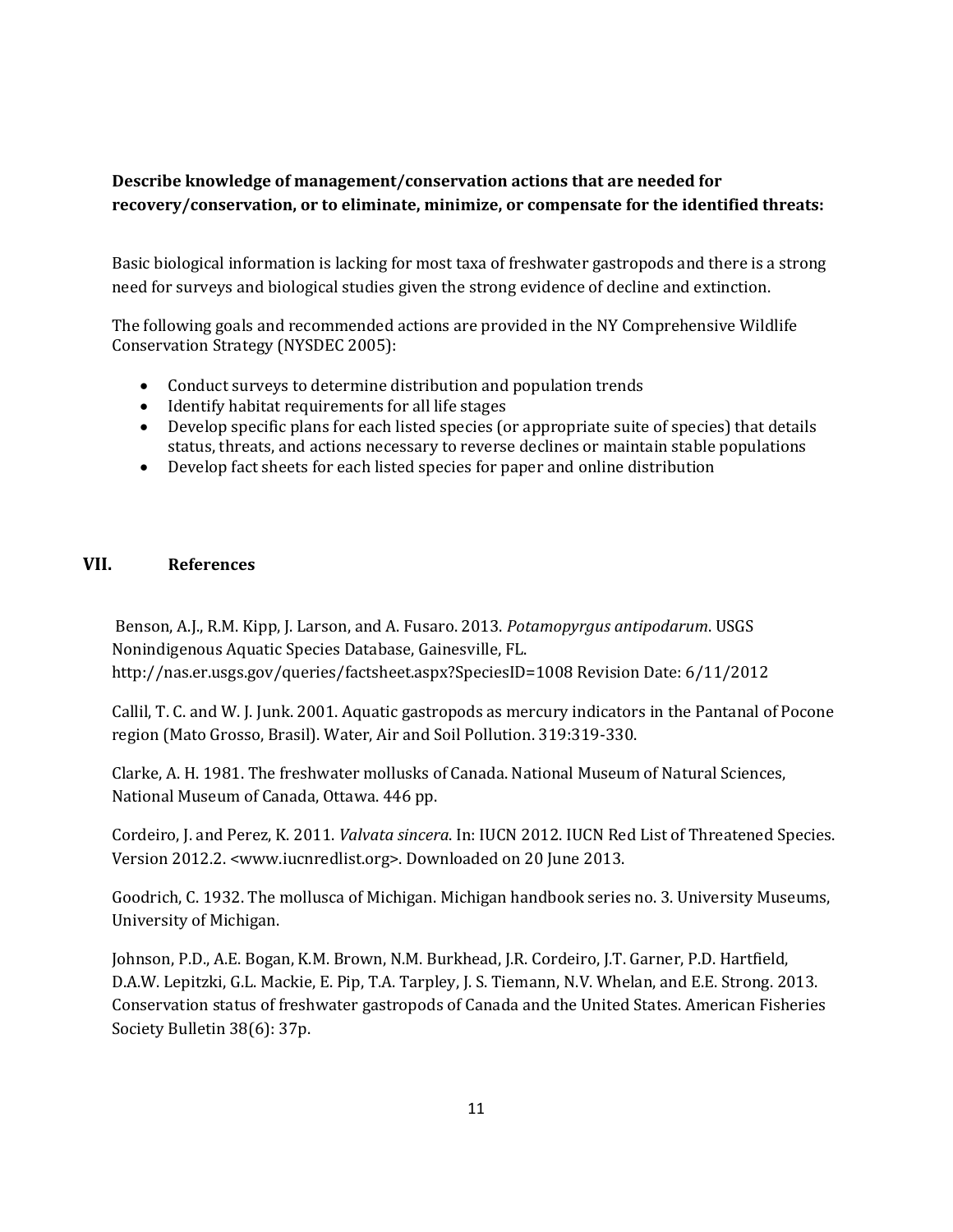**Describe knowledge of management/conservation actions that are needed for recovery/conservation, or to eliminate, minimize, or compensate for the identified threats:**

Basic biological information is lacking for most taxa of freshwater gastropods and there is a strong need for surveys and biological studies given the strong evidence of decline and extinction.

The following goals and recommended actions are provided in the NY Comprehensive Wildlife Conservation Strategy (NYSDEC 2005):

- Conduct surveys to determine distribution and population trends
- Identify habitat requirements for all life stages
- Develop specific plans for each listed species (or appropriate suite of species) that details status, threats, and actions necessary to reverse declines or maintain stable populations
- Develop fact sheets for each listed species for paper and online distribution

## VII. References

Benson, A.J., R.M. Kipp, J. Larson, and A. Fusaro. 2013. *Potamopyrgus antipodarum*. USGS Nonindigenous Aquatic Species Database, Gainesville, FL. http://nas.er.usgs.gov/queries/factsheet.aspx?SpeciesID=1008 Revision Date: 6/11/2012

Callil, T. C. and W. J. Junk. 2001. Aquatic gastropods as mercury indicators in the Pantanal of Pocone region (Mato Grosso, Brasil). Water, Air and Soil Pollution. 319:319-330.

Clarke, A. H. 1981. The freshwater mollusks of Canada. National Museum of Natural Sciences, National Museum of Canada, Ottawa. 446 pp.

Cordeiro, J. and Perez, K. 2011. *Valvata sincera*. In: IUCN 2012. IUCN Red List of Threatened Species. Version 2012.2. <www.iucnredlist.org>. Downloaded on 20 June 2013.

Goodrich, C. 1932. The mollusca of Michigan. Michigan handbook series no. 3. University Museums, University of Michigan.

Johnson, P.D., A.E. Bogan, K.M. Brown, N.M. Burkhead, J.R. Cordeiro, J.T. Garner, P.D. Hartfield, D.A.W. Lepitzki, G.L. Mackie, E. Pip, T.A. Tarpley, J. S. Tiemann, N.V. Whelan, and E.E. Strong. 2013. Conservation status of freshwater gastropods of Canada and the United States. American Fisheries Society Bulletin 38(6): 37p.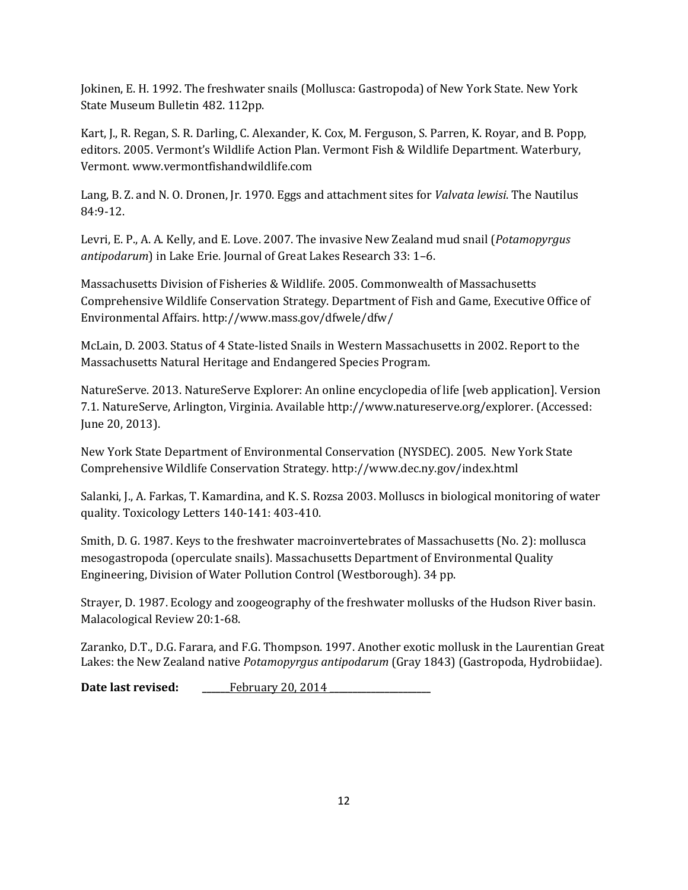Jokinen, E. H. 1992. The freshwater snails (Mollusca: Gastropoda) of New York State. New York State Museum Bulletin 482. 112pp.

Kart, J., R. Regan, S. R. Darling, C. Alexander, K. Cox, M. Ferguson, S. Parren, K. Royar, and B. Popp, editors. 2005. Vermont's Wildlife Action Plan. Vermont Fish & Wildlife Department. Waterbury, Vermont. www.vermontfishandwildlife.com

Lang, B. Z. and N. O. Dronen, Jr. 1970. Eggs and attachment sites for *Valvata lewisi*. The Nautilus 84:9-12.

Levri, E. P., A. A. Kelly, and E. Love. 2007. The invasive New Zealand mud snail (*Potamopyrgus antipodarum*) in Lake Erie. Journal of Great Lakes Research 33: 1–6.

Massachusetts Division of Fisheries & Wildlife. 2005. Commonwealth of Massachusetts Comprehensive Wildlife Conservation Strategy. Department of Fish and Game, Executive Office of Environmental Affairs. http://www.mass.gov/dfwele/dfw/

McLain, D. 2003. Status of 4 State-listed Snails in Western Massachusetts in 2002. Report to the Massachusetts Natural Heritage and Endangered Species Program.

NatureServe. 2013. NatureServe Explorer: An online encyclopedia of life [web application]. Version 7.1. NatureServe, Arlington, Virginia. Available http://www.natureserve.org/explorer. (Accessed: June 20, 2013).

New York State Department of Environmental Conservation (NYSDEC). 2005. New York State Comprehensive Wildlife Conservation Strategy. http://www.dec.ny.gov/index.html

Salanki, J., A. Farkas, T. Kamardina, and K. S. Rozsa 2003. Molluscs in biological monitoring of water quality. Toxicology Letters 140-141: 403-410.

Smith, D. G. 1987. Keys to the freshwater macroinvertebrates of Massachusetts (No. 2): mollusca mesogastropoda (operculate snails). Massachusetts Department of Environmental Quality Engineering, Division of Water Pollution Control (Westborough). 34 pp.

Strayer, D. 1987. Ecology and zoogeography of the freshwater mollusks of the Hudson River basin. Malacological Review 20:1-68.

Zaranko, D.T., D.G. Farara, and F.G. Thompson. 1997. Another exotic mollusk in the Laurentian Great Lakes: the New Zealand native *Potamopyrgus antipodarum* (Gray 1843) (Gastropoda, Hydrobiidae).

**Date last revised:** February 20, 2014